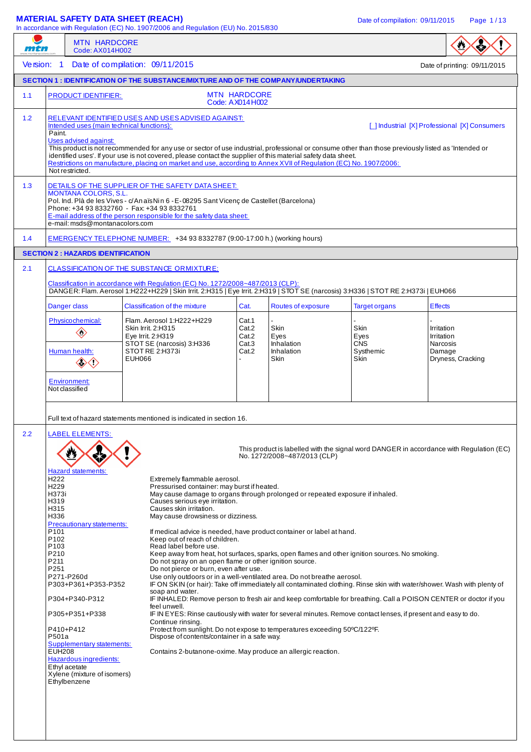# MATERIAL SAFETY DATA SHEET (REACH)

In accordance with Regulation (EC) No. 1907/2006 and Regulation (EU) No. 2015/830

MTN HARDCORE
Code: AX014H002

Version: 1 Date of compilation: 09/11/2015 Date of printing: 09/11/2015

## SECTION 1 : IDENTIFICATION OF THE SUBSTANCE/MIXTURE AND OF THE COMPANY/UNDERTAKING

**1.1 PRODUCT IDENTIFIER:** MTN HARDCORE
Code: AX014H002

**1.2 RELEVANT IDENTIFIED USES AND USES ADVISED AGAINST:**

Intended uses (main technical functions): [_] Industrial [X] Professional [X] Consumers

Paint.

Uses advised against:

This product is not recommended for any use or sector of use industrial, professional or consume other than those previously listed as 'Intended or identified uses'. If your use is not covered, please contact the supplier of this material safety data sheet.

Restrictions on manufacture, placing on market and use, according to Annex XVII of Regulation (EC) No. 1907/2006:

Not restricted.

**1.3 DETAILS OF THE SUPPLIER OF THE SAFETY DATA SHEET:**

MONTANA COLORS, S.L.
Pol. Ind. Plà de les Vives - c/Anaïs Nin 6 - E-08295 Sant Vicenç de Castellet (Barcelona)
Phone: +34 93 8332760 - Fax: +34 93 8332761

E-mail address of the person responsible for the safety data sheet:
e-mail: msds@montanacolors.com

**1.4 EMERGENCY TELEPHONE NUMBER:** +34 93 8332787 (9:00-17:00 h.) (working hours)

## SECTION 2 : HAZARDS IDENTIFICATION

**2.1 CLASSIFICATION OF THE SUBSTANCE OR MIXTURE:**

Classification in accordance with Regulation (EC) No. 1272/2008~487/2013 (CLP):

DANGER: Flam. Aerosol 1:H222+H229 | Skin Irrit. 2:H315 | Eye Irrit. 2:H319 | STOT SE (narcosis) 3:H336 | STOT RE 2:H373i | EUH066

| Danger class | Classification of the mixture | Cat. | Routes of exposure | Target organs | Effects |
|---|---|---|---|---|---|
| Physicochemical: | Flam. Aerosol 1:H222+H229 | Cat.1 | - | - | - |
| | Skin Irrit. 2:H315 | Cat.2 | Skin | Skin | Irritation |
| | Eye Irrit. 2:H319 | Cat.2 | Eyes | Eyes | Irritation |
| Human health: | STOT SE (narcosis) 3:H336 | Cat.3 | Inhalation | CNS | Narcosis |
| | STOT RE 2:H373i | Cat.2 | Inhalation | Systhemic | Damage |
| | EUH066 | - | Skin | Skin | Dryness, Cracking |
| Environment: Not classified | | | | | |

Full text of hazard statements mentioned is indicated in section 16.

**2.2 LABEL ELEMENTS:**

This product is labelled with the signal word DANGER in accordance with Regulation (EC) No. 1272/2008~487/2013 (CLP)

Hazard statements:

| | |
|---|---|
| H222 | Extremely flammable aerosol. |
| H229 | Pressurised container: may burst if heated. |
| H373i | May cause damage to organs through prolonged or repeated exposure if inhaled. |
| H319 | Causes serious eye irritation. |
| H315 | Causes skin irritation. |
| H336 | May cause drowsiness or dizziness. |

Precautionary statements:

| | |
|---|---|
| P101 | If medical advice is needed, have product container or label at hand. |
| P102 | Keep out of reach of children. |
| P103 | Read label before use. |
| P210 | Keep away from heat, hot surfaces, sparks, open flames and other ignition sources. No smoking. |
| P211 | Do not spray on an open flame or other ignition source. |
| P251 | Do not pierce or burn, even after use. |
| P271-P260d | Use only outdoors or in a well-ventilated area. Do not breathe aerosol. |
| P303+P361+P353-P352 | IF ON SKIN (or hair): Take off immediately all contaminated clothing. Rinse skin with water/shower. Wash with plenty of soap and water. |
| P304+P340-P312 | IF INHALED: Remove person to fresh air and keep comfortable for breathing. Call a POISON CENTER or doctor if you feel unwell. |
| P305+P351+P338 | IF IN EYES: Rinse cautiously with water for several minutes. Remove contact lenses, if present and easy to do. Continue rinsing. |
| P410+P412 | Protect from sunlight. Do not expose to temperatures exceeding 50ºC/122ºF. |
| P501a | Dispose of contents/container in a safe way. |

Supplementary statements:

| | |
|---|---|
| EUH208 | Contains 2-butanone-oxime. May produce an allergic reaction. |

Hazardous ingredients:

Ethyl acetate
Xylene (mixture of isomers)
Ethylbenzene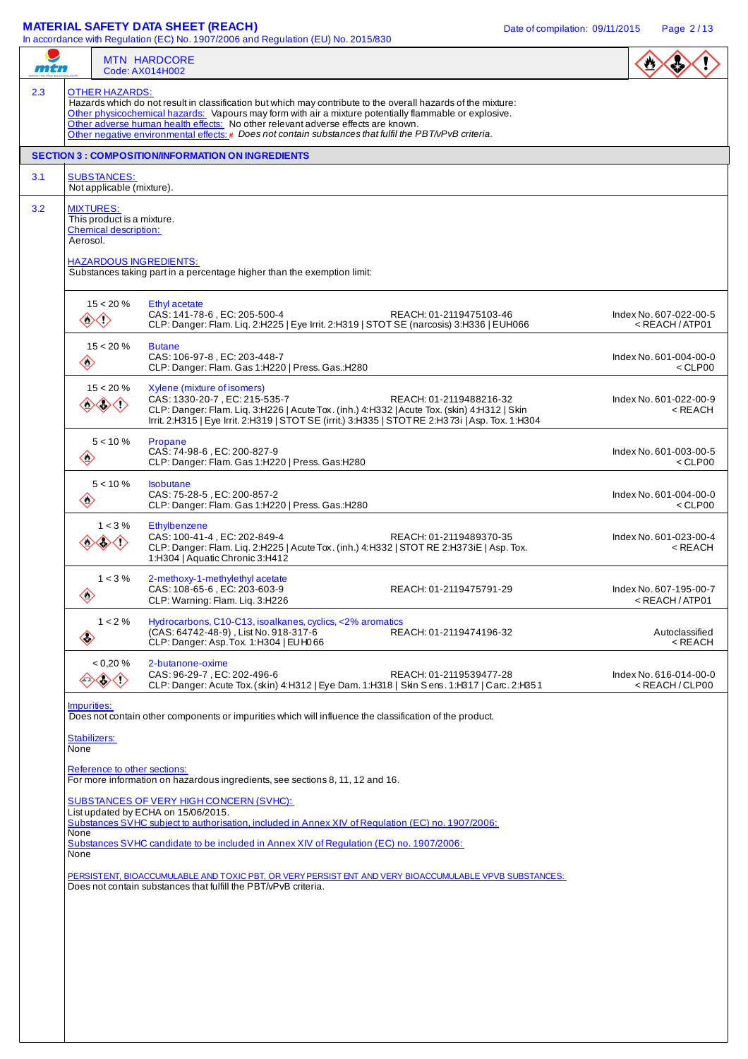**MTN HARDCORE**
Code: AX014H002

**2.3 OTHER HAZARDS:**

Hazards which do not result in classification but which may contribute to the overall hazards of the mixture:

Other physicochemical hazards: Vapours may form with air a mixture potentially flammable or explosive.

Other adverse human health effects: No other relevant adverse effects are known.

Other negative environmental effects: # *Does not contain substances that fulfil the PBT/vPvB criteria.*

## SECTION 3 : COMPOSITION/INFORMATION ON INGREDIENTS

**3.1 SUBSTANCES:**

Not applicable (mixture).

**3.2 MIXTURES:**

This product is a mixture.

Chemical description:

Aerosol.

HAZARDOUS INGREDIENTS:

Substances taking part in a percentage higher than the exemption limit:

| Concentration | Substance | REACH | Index No. |
|---|---|---|---|
| 15 < 20 % | Ethyl acetate<br>CAS: 141-78-6 , EC: 205-500-4<br>CLP: Danger: Flam. Liq. 2:H225 \| Eye Irrit. 2:H319 \| STOT SE (narcosis) 3:H336 \| EUH066 | REACH: 01-2119475103-46 | Index No. 607-022-00-5<br>< REACH / ATP01 |
| 15 < 20 % | Butane<br>CAS: 106-97-8 , EC: 203-448-7<br>CLP: Danger: Flam. Gas 1:H220 \| Press. Gas.:H280 | | Index No. 601-004-00-0<br>< CLP00 |
| 15 < 20 % | Xylene (mixture of isomers)<br>CAS: 1330-20-7 , EC: 215-535-7<br>CLP: Danger: Flam. Liq. 3:H226 \| Acute Tox. (inh.) 4:H332 \| Acute Tox. (skin) 4:H312 \| Skin Irrit. 2:H315 \| Eye Irrit. 2:H319 \| STOT SE (irrit.) 3:H335 \| STOT RE 2:H373i \| Asp. Tox. 1:H304 | REACH: 01-2119488216-32 | Index No. 601-022-00-9<br>< REACH |
| 5 < 10 % | Propane<br>CAS: 74-98-6 , EC: 200-827-9<br>CLP: Danger: Flam. Gas 1:H220 \| Press. Gas:H280 | | Index No. 601-003-00-5<br>< CLP00 |
| 5 < 10 % | Isobutane<br>CAS: 75-28-5 , EC: 200-857-2<br>CLP: Danger: Flam. Gas 1:H220 \| Press. Gas.:H280 | | Index No. 601-004-00-0<br>< CLP00 |
| 1 < 3 % | Ethylbenzene<br>CAS: 100-41-4 , EC: 202-849-4<br>CLP: Danger: Flam. Liq. 2:H225 \| Acute Tox. (inh.) 4:H332 \| STOT RE 2:H373iE \| Asp. Tox. 1:H304 \| Aquatic Chronic 3:H412 | REACH: 01-2119489370-35 | Index No. 601-023-00-4<br>< REACH |
| 1 < 3 % | 2-methoxy-1-methylethyl acetate<br>CAS: 108-65-6 , EC: 203-603-9<br>CLP: Warning: Flam. Liq. 3:H226 | REACH: 01-2119475791-29 | Index No. 607-195-00-7<br>< REACH / ATP01 |
| 1 < 2 % | Hydrocarbons, C10-C13, isoalkanes, cyclics, <2% aromatics<br>(CAS: 64742-48-9) , List No. 918-317-6<br>CLP: Danger: Asp. Tox 1:H304 \| EUH066 | REACH: 01-2119474196-32 | Autoclassified<br>< REACH |
| < 0,20 % | 2-butanone-oxime<br>CAS: 96-29-7 , EC: 202-496-6<br>CLP: Danger: Acute Tox. (skin) 4:H312 \| Eye Dam. 1:H318 \| Skin Sens. 1:H317 \| Carc. 2:H351 | REACH: 01-2119539477-28 | Index No. 616-014-00-0<br>< REACH / CLP00 |

Impurities:

Does not contain other components or impurities which will influence the classification of the product.

Stabilizers:

None

Reference to other sections:

For more information on hazardous ingredients, see sections 8, 11, 12 and 16.

SUBSTANCES OF VERY HIGH CONCERN (SVHC):

List updated by ECHA on 15/06/2015.

Substances SVHC subject to authorisation, included in Annex XIV of Regulation (EC) no. 1907/2006:

None

Substances SVHC candidate to be included in Annex XIV of Regulation (EC) no. 1907/2006:

None

PERSISTENT, BIOACCUMULABLE AND TOXIC PBT, OR VERY PERSISTENT AND VERY BIOACCUMULABLE VPVB SUBSTANCES:

Does not contain substances that fulfill the PBT/vPvB criteria.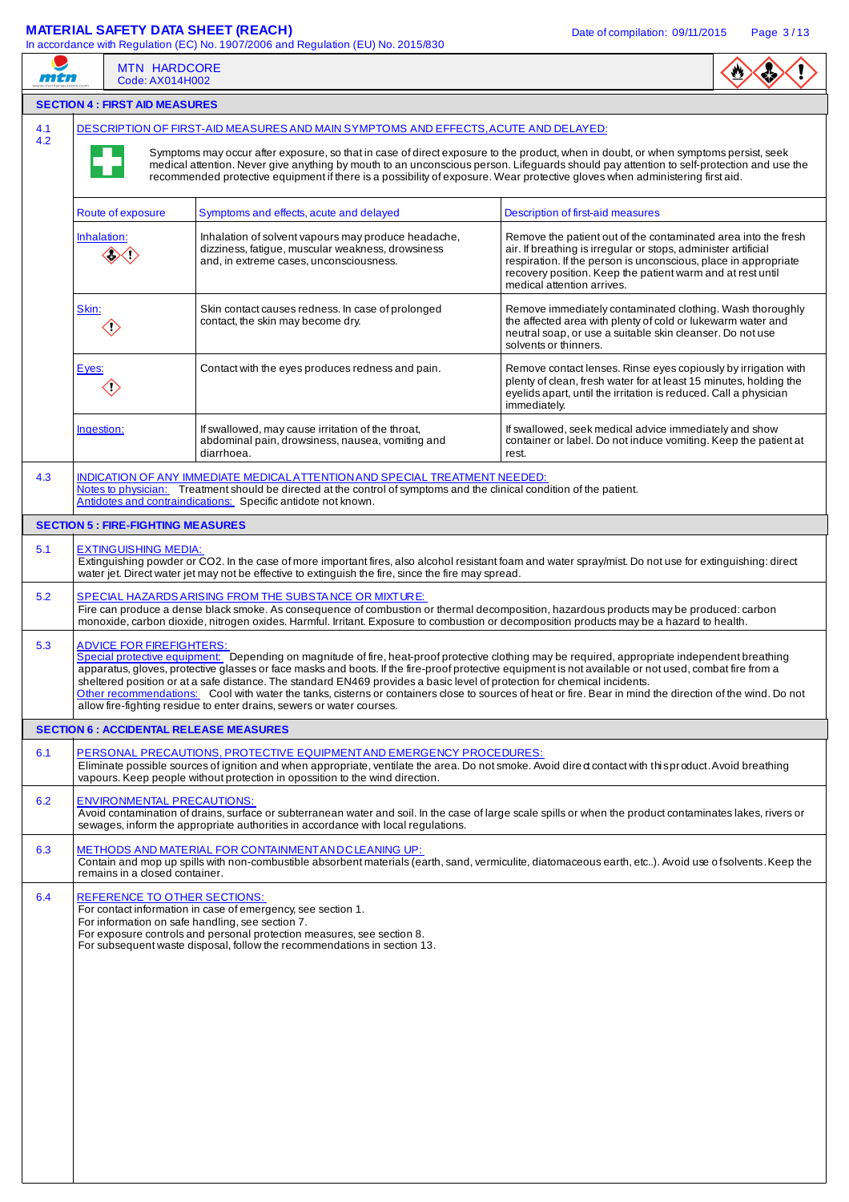**MTN HARDCORE**
Code: AX014H002

## SECTION 4 : FIRST AID MEASURES

**4.1 4.2** DESCRIPTION OF FIRST-AID MEASURES AND MAIN SYMPTOMS AND EFFECTS, ACUTE AND DELAYED:

Symptoms may occur after exposure, so that in case of direct exposure to the product, when in doubt, or when symptoms persist, seek medical attention. Never give anything by mouth to an unconscious person. Lifeguards should pay attention to self-protection and use the recommended protective equipment if there is a possibility of exposure. Wear protective gloves when administering first aid.

| Route of exposure | Symptoms and effects, acute and delayed | Description of first-aid measures |
|---|---|---|
| Inhalation: | Inhalation of solvent vapours may produce headache, dizziness, fatigue, muscular weakness, drowsiness and, in extreme cases, unconsciousness. | Remove the patient out of the contaminated area into the fresh air. If breathing is irregular or stops, administer artificial respiration. If the person is unconscious, place in appropriate recovery position. Keep the patient warm and at rest until medical attention arrives. |
| Skin: | Skin contact causes redness. In case of prolonged contact, the skin may become dry. | Remove immediately contaminated clothing. Wash thoroughly the affected area with plenty of cold or lukewarm water and neutral soap, or use a suitable skin cleanser. Do not use solvents or thinners. |
| Eyes: | Contact with the eyes produces redness and pain. | Remove contact lenses. Rinse eyes copiously by irrigation with plenty of clean, fresh water for at least 15 minutes, holding the eyelids apart, until the irritation is reduced. Call a physician immediately. |
| Ingestion: | If swallowed, may cause irritation of the throat, abdominal pain, drowsiness, nausea, vomiting and diarrhoea. | If swallowed, seek medical advice immediately and show container or label. Do not induce vomiting. Keep the patient at rest. |

**4.3** INDICATION OF ANY IMMEDIATE MEDICAL ATTENTION AND SPECIAL TREATMENT NEEDED:

Notes to physician: Treatment should be directed at the control of symptoms and the clinical condition of the patient.
Antidotes and contraindications: Specific antidote not known.

## SECTION 5 : FIRE-FIGHTING MEASURES

**5.1** EXTINGUISHING MEDIA:

Extinguishing powder or $CO_2$. In the case of more important fires, also alcohol resistant foam and water spray/mist. Do not use for extinguishing: direct water jet. Direct water jet may not be effective to extinguish the fire, since the fire may spread.

**5.2** SPECIAL HAZARDS ARISING FROM THE SUBSTANCE OR MIXTURE:

Fire can produce a dense black smoke. As consequence of combustion or thermal decomposition, hazardous products may be produced: carbon monoxide, carbon dioxide, nitrogen oxides. Harmful. Irritant. Exposure to combustion or decomposition products may be a hazard to health.

**5.3** ADVICE FOR FIREFIGHTERS:

Special protective equipment: Depending on magnitude of fire, heat-proof protective clothing may be required, appropriate independent breathing apparatus, gloves, protective glasses or face masks and boots. If the fire-proof protective equipment is not available or not used, combat fire from a sheltered position or at a safe distance. The standard EN469 provides a basic level of protection for chemical incidents.
Other recommendations: Cool with water the tanks, cisterns or containers close to sources of heat or fire. Bear in mind the direction of the wind. Do not allow fire-fighting residue to enter drains, sewers or water courses.

## SECTION 6 : ACCIDENTAL RELEASE MEASURES

**6.1** PERSONAL PRECAUTIONS, PROTECTIVE EQUIPMENT AND EMERGENCY PROCEDURES:

Eliminate possible sources of ignition and when appropriate, ventilate the area. Do not smoke. Avoid direct contact with this product. Avoid breathing vapours. Keep people without protection in opossition to the wind direction.

**6.2** ENVIRONMENTAL PRECAUTIONS:

Avoid contamination of drains, surface or subterranean water and soil. In the case of large scale spills or when the product contaminates lakes, rivers or sewages, inform the appropriate authorities in accordance with local regulations.

**6.3** METHODS AND MATERIAL FOR CONTAINMENT AND CLEANING UP:

Contain and mop up spills with non-combustible absorbent materials (earth, sand, vermiculite, diatomaceous earth, etc..). Avoid use of solvents. Keep the remains in a closed container.

**6.4** REFERENCE TO OTHER SECTIONS:

For contact information in case of emergency, see section 1.
For information on safe handling, see section 7.
For exposure controls and personal protection measures, see section 8.
For subsequent waste disposal, follow the recommendations in section 13.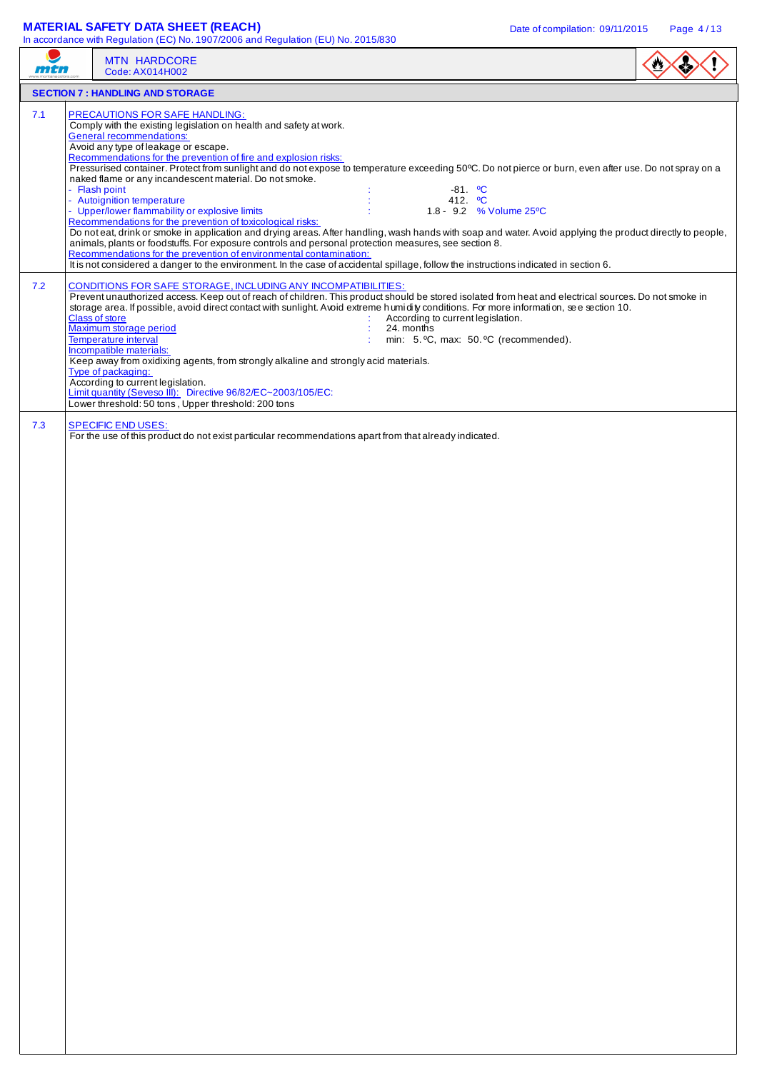MTN HARDCORE
Code: AX014H002

## SECTION 7 : HANDLING AND STORAGE

### 7.1 PRECAUTIONS FOR SAFE HANDLING:

Comply with the existing legislation on health and safety at work.

**General recommendations:**

Avoid any type of leakage or escape.

**Recommendations for the prevention of fire and explosion risks:**

Pressurised container. Protect from sunlight and do not expose to temperature exceeding 50ºC. Do not pierce or burn, even after use. Do not spray on a naked flame or any incandescent material. Do not smoke.

- Flash point : -81. ºC
- Autoignition temperature : 412. ºC
- Upper/lower flammability or explosive limits : 1.8 - 9.2 % Volume 25ºC

**Recommendations for the prevention of toxicological risks:**

Do not eat, drink or smoke in application and drying areas. After handling, wash hands with soap and water. Avoid applying the product directly to people, animals, plants or foodstuffs. For exposure controls and personal protection measures, see section 8.

**Recommendations for the prevention of environmental contamination:**

It is not considered a danger to the environment. In the case of accidental spillage, follow the instructions indicated in section 6.

### 7.2 CONDITIONS FOR SAFE STORAGE, INCLUDING ANY INCOMPATIBILITIES:

Prevent unauthorized access. Keep out of reach of children. This product should be stored isolated from heat and electrical sources. Do not smoke in storage area. If possible, avoid direct contact with sunlight. Avoid extreme humidity conditions. For more information, see section 10.

- Class of store : According to current legislation.
- Maximum storage period : 24. months
- Temperature interval : min: 5. ºC, max: 50. ºC (recommended).

**Incompatible materials:**

Keep away from oxidizing agents, from strongly alkaline and strongly acid materials.

**Type of packaging:**

According to current legislation.

**Limit quantity (Seveso III):** Directive 96/82/EC~2003/105/EC:

Lower threshold: 50 tons , Upper threshold: 200 tons

### 7.3 SPECIFIC END USES:

For the use of this product do not exist particular recommendations apart from that already indicated.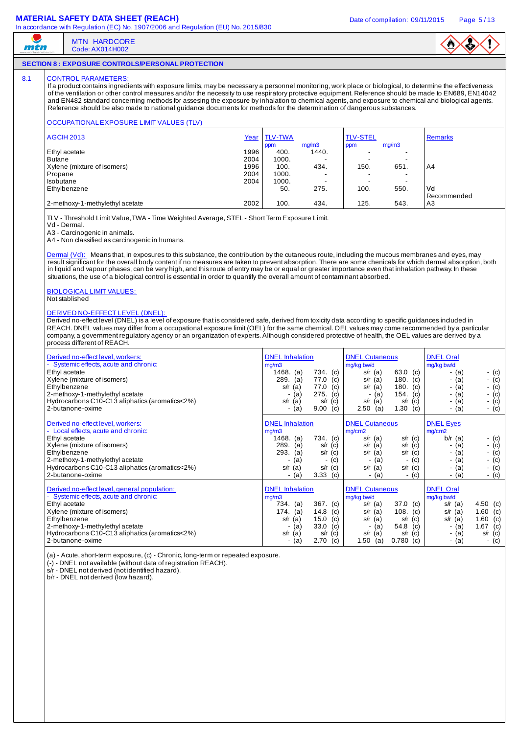## SECTION 8 : EXPOSURE CONTROLS/PERSONAL PROTECTION

8.1 CONTROL PARAMETERS:

If a product contains ingredients with exposure limits, may be necessary a personnel monitoring, work place or biological, to determine the effectiveness of the ventilation or other control measures and/or the necessity to use respiratory protective equipment. Reference should be made to EN689, EN14042 and EN482 standard concerning methods for assesing the exposure by inhalation to chemical agents, and exposure to chemical and biological agents. Reference should be also made to national guidance documents for methods for the determination of dangerous substances.

OCCUPATIONAL EXPOSURE LIMIT VALUES (TLV)

| AGCIH 2013 | Year | TLV-TWA ppm | TLV-TWA mg/m3 | TLV-STEL ppm | TLV-STEL mg/m3 | Remarks |
|---|---|---|---|---|---|---|
| Ethyl acetate | 1996 | 400. | 1440. | - | - | |
| Butane | 2004 | 1000. | - | - | - | |
| Xylene (mixture of isomers) | 1996 | 100. | 434. | 150. | 651. | A4 |
| Propane | 2004 | 1000. | - | - | - | |
| Isobutane | 2004 | 1000. | - | - | - | |
| Ethylbenzene | | 50. | 275. | 100. | 550. | Vd Recommended |
| 2-methoxy-1-methylethyl acetate | 2002 | 100. | 434. | 125. | 543. | A3 |

TLV - Threshold Limit Value, TWA - Time Weighted Average, STEL - Short Term Exposure Limit.
Vd - Dermal.
A3 - Carcinogenic in animals.
A4 - Non classified as carcinogenic in humans.

Dermal (Vd): Means that, in exposures to this substance, the contribution by the cutaneous route, including the mucous membranes and eyes, may result significant for the overall body content if no measures are taken to prevent absorption. There are some chemicals for which dermal absorption, both in liquid and vapour phases, can be very high, and this route of entry may be or equal or greater importance even that inhalation pathway. In these situations, the use of a biological control is essential in order to quantify the overall amount of contaminant absorbed.

BIOLOGICAL LIMIT VALUES:
Not stablished

DERIVED NO-EFFECT LEVEL (DNEL):
Derived no-effect level (DNEL) is a level of exposure that is considered safe, derived from toxicity data according to specific guidances included in REACH. DNEL values may differ from a occupational exposure limit (OEL) for the same chemical. OEL values may come recommended by a particular company, a government regulatory agency or an organization of experts. Although considered protective of health, the OEL values are derived by a process different of REACH.

| Derived no-effect level, workers: - Systemic effects, acute and chronic: | DNEL Inhalation mg/m3 (a) | DNEL Inhalation mg/m3 (c) | DNEL Cutaneous mg/kg bw/d (a) | DNEL Cutaneous mg/kg bw/d (c) | DNEL Oral mg/kg bw/d (a) | DNEL Oral mg/kg bw/d (c) |
|---|---|---|---|---|---|---|
| Ethyl acetate | 1468. (a) | 734. (c) | s/r (a) | 63.0 (c) | - (a) | - (c) |
| Xylene (mixture of isomers) | 289. (a) | 77.0 (c) | s/r (a) | 180. (c) | - (a) | - (c) |
| Ethylbenzene | s/r (a) | 77.0 (c) | s/r (a) | 180. (c) | - (a) | - (c) |
| 2-methoxy-1-methylethyl acetate | - (a) | 275. (c) | - (a) | 154. (c) | - (a) | - (c) |
| Hydrocarbons C10-C13 aliphatics (aromatics<2%) | s/r (a) | s/r (c) | s/r (a) | s/r (c) | - (a) | - (c) |
| 2-butanone-oxime | - (a) | 9.00 (c) | 2.50 (a) | 1.30 (c) | - (a) | - (c) |

| Derived no-effect level, workers: - Local effects, acute and chronic: | DNEL Inhalation mg/m3 (a) | DNEL Inhalation mg/m3 (c) | DNEL Cutaneous mg/cm2 (a) | DNEL Cutaneous mg/cm2 (c) | DNEL Eyes mg/cm2 (a) | DNEL Eyes mg/cm2 (c) |
|---|---|---|---|---|---|---|
| Ethyl acetate | 1468. (a) | 734. (c) | s/r (a) | s/r (c) | b/r (a) | - (c) |
| Xylene (mixture of isomers) | 289. (a) | s/r (c) | s/r (a) | s/r (c) | - (a) | - (c) |
| Ethylbenzene | 293. (a) | s/r (c) | s/r (a) | s/r (c) | - (a) | - (c) |
| 2-methoxy-1-methylethyl acetate | - (a) | - (c) | - (a) | - (c) | - (a) | - (c) |
| Hydrocarbons C10-C13 aliphatics (aromatics<2%) | s/r (a) | s/r (c) | s/r (a) | s/r (c) | - (a) | - (c) |
| 2-butanone-oxime | - (a) | 3.33 (c) | - (a) | - (c) | - (a) | - (c) |

| Derived no-effect level, general population: - Systemic effects, acute and chronic: | DNEL Inhalation mg/m3 (a) | DNEL Inhalation mg/m3 (c) | DNEL Cutaneous mg/kg bw/d (a) | DNEL Cutaneous mg/kg bw/d (c) | DNEL Oral mg/kg bw/d (a) | DNEL Oral mg/kg bw/d (c) |
|---|---|---|---|---|---|---|
| Ethyl acetate | 734. (a) | 367. (c) | s/r (a) | 37.0 (c) | s/r (a) | 4.50 (c) |
| Xylene (mixture of isomers) | 174. (a) | 14.8 (c) | s/r (a) | 108. (c) | s/r (a) | 1.60 (c) |
| Ethylbenzene | s/r (a) | 15.0 (c) | s/r (a) | s/r (c) | s/r (a) | 1.60 (c) |
| 2-methoxy-1-methylethyl acetate | - (a) | 33.0 (c) | - (a) | 54.8 (c) | - (a) | 1.67 (c) |
| Hydrocarbons C10-C13 aliphatics (aromatics<2%) | s/r (a) | s/r (c) | s/r (a) | s/r (c) | - (a) | s/r (c) |
| 2-butanone-oxime | - (a) | 2.70 (c) | 1.50 (a) | 0.780 (c) | - (a) | - (c) |

(a) - Acute, short-term exposure, (c) - Chronic, long-term or repeated exposure.
(-) - DNEL not available (without data of registration REACH).
s/r - DNEL not derived (not identified hazard).
b/r - DNEL not derived (low hazard).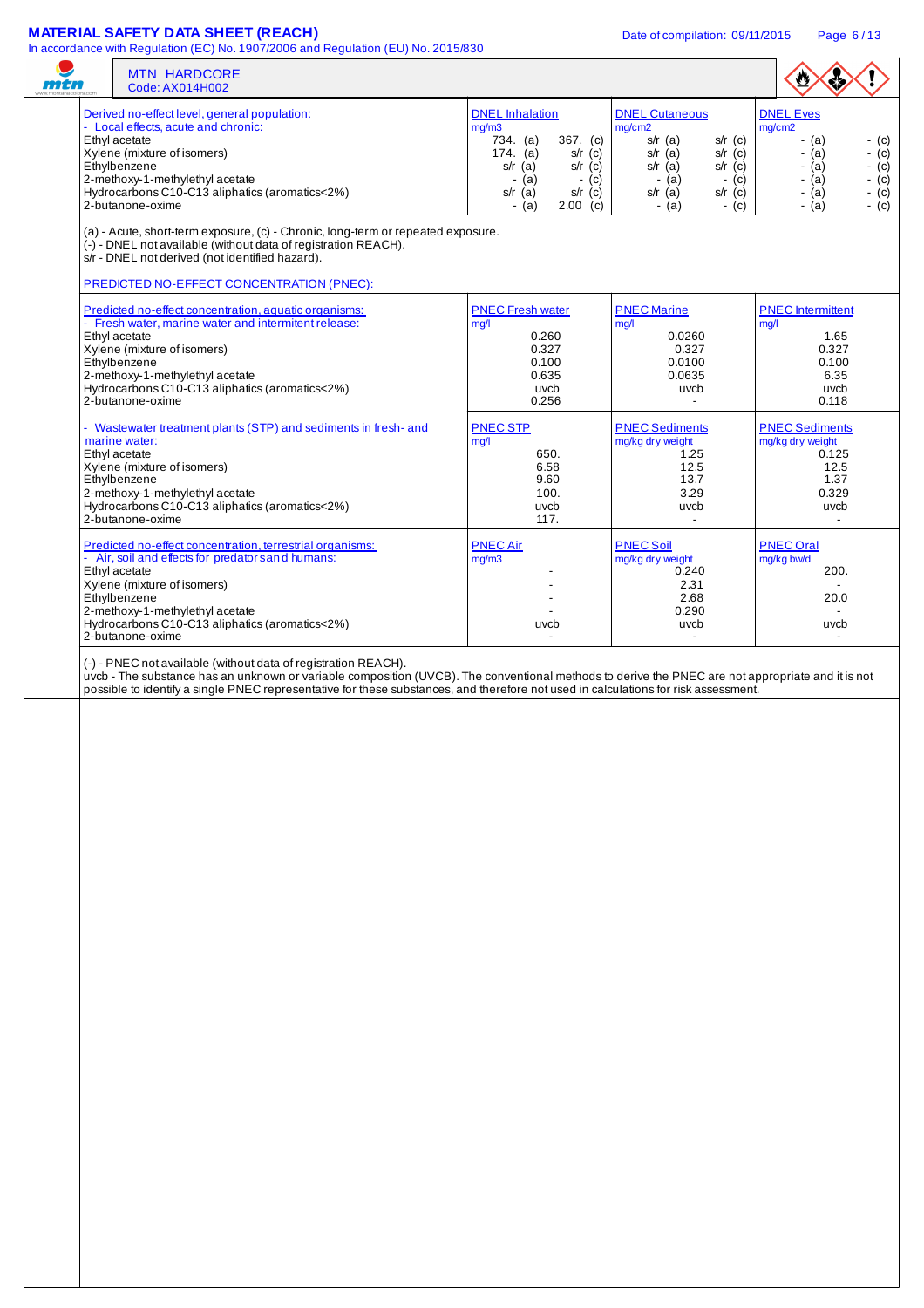**MTN HARDCORE**
Code: AX014H002

| Derived no-effect level, general population: - Local effects, acute and chronic: | DNEL Inhalation mg/m3 | | DNEL Cutaneous mg/cm2 | | DNEL Eyes mg/cm2 | |
|---|---|---|---|---|---|---|
| Ethyl acetate | 734. (a) | 367. (c) | s/r (a) | s/r (c) | - (a) | - (c) |
| Xylene (mixture of isomers) | 174. (a) | s/r (c) | s/r (a) | s/r (c) | - (a) | - (c) |
| Ethylbenzene | s/r (a) | s/r (c) | s/r (a) | s/r (c) | - (a) | - (c) |
| 2-methoxy-1-methylethyl acetate | - (a) | - (c) | - (a) | - (c) | - (a) | - (c) |
| Hydrocarbons C10-C13 aliphatics (aromatics<2%) | s/r (a) | s/r (c) | s/r (a) | s/r (c) | - (a) | - (c) |
| 2-butanone-oxime | - (a) | 2.00 (c) | - (a) | - (c) | - (a) | - (c) |

(a) - Acute, short-term exposure, (c) - Chronic, long-term or repeated exposure.
(-) - DNEL not available (without data of registration REACH).
s/r - DNEL not derived (not identified hazard).

PREDICTED NO-EFFECT CONCENTRATION (PNEC):

| Predicted no-effect concentration, aquatic organisms: - Fresh water, marine water and intermitent release: | PNEC Fresh water mg/l | PNEC Marine mg/l | PNEC Intermittent mg/l |
|---|---|---|---|
| Ethyl acetate | 0.260 | 0.0260 | 1.65 |
| Xylene (mixture of isomers) | 0.327 | 0.327 | 0.327 |
| Ethylbenzene | 0.100 | 0.0100 | 0.100 |
| 2-methoxy-1-methylethyl acetate | 0.635 | 0.0635 | 6.35 |
| Hydrocarbons C10-C13 aliphatics (aromatics<2%) | uvcb | uvcb | uvcb |
| 2-butanone-oxime | 0.256 | - | 0.118 |

| - Wastewater treatment plants (STP) and sediments in fresh- and marine water: | PNEC STP mg/l | PNEC Sediments mg/kg dry weight | PNEC Sediments mg/kg dry weight |
|---|---|---|---|
| Ethyl acetate | 650. | 1.25 | 0.125 |
| Xylene (mixture of isomers) | 6.58 | 12.5 | 12.5 |
| Ethylbenzene | 9.60 | 13.7 | 1.37 |
| 2-methoxy-1-methylethyl acetate | 100. | 3.29 | 0.329 |
| Hydrocarbons C10-C13 aliphatics (aromatics<2%) | uvcb | uvcb | uvcb |
| 2-butanone-oxime | 117. | - | - |

| Predicted no-effect concentration, terrestrial organisms: - Air, soil and effects for predators and humans: | PNEC Air mg/m3 | PNEC Soil mg/kg dry weight | PNEC Oral mg/kg bw/d |
|---|---|---|---|
| Ethyl acetate | - | 0.240 | 200. |
| Xylene (mixture of isomers) | - | 2.31 | - |
| Ethylbenzene | - | 2.68 | 20.0 |
| 2-methoxy-1-methylethyl acetate | - | 0.290 | - |
| Hydrocarbons C10-C13 aliphatics (aromatics<2%) | uvcb | uvcb | uvcb |
| 2-butanone-oxime | - | - | - |

(-) - PNEC not available (without data of registration REACH).
uvcb - The substance has an unknown or variable composition (UVCB). The conventional methods to derive the PNEC are not appropriate and it is not possible to identify a single PNEC representative for these substances, and therefore not used in calculations for risk assessment.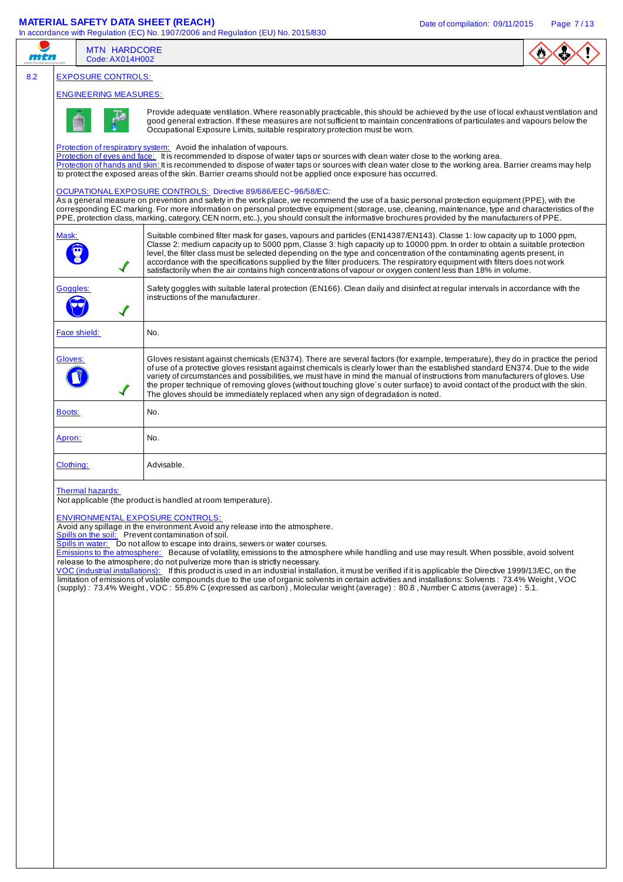## 8.2 EXPOSURE CONTROLS:

### ENGINEERING MEASURES:

Provide adequate ventilation. Where reasonably practicable, this should be achieved by the use of local exhaust ventilation and good general extraction. If these measures are not sufficient to maintain concentrations of particulates and vapours below the Occupational Exposure Limits, suitable respiratory protection must be worn.

Protection of respiratory system: Avoid the inhalation of vapours.
Protection of eyes and face: It is recommended to dispose of water taps or sources with clean water close to the working area.
Protection of hands and skin: It is recommended to dispose of water taps or sources with clean water close to the working area. Barrier creams may help to protect the exposed areas of the skin. Barrier creams should not be applied once exposure has occurred.

### OCUPATIONAL EXPOSURE CONTROLS: Directive 89/686/EEC~96/58/EC:

As a general measure on prevention and safety in the work place, we recommend the use of a basic personal protection equipment (PPE), with the corresponding EC marking. For more information on personal protective equipment (storage, use, cleaning, maintenance, type and characteristics of the PPE, protection class, marking, category, CEN norm, etc..), you should consult the informative brochures provided by the manufacturers of PPE.

| | |
|---|---|
| Mask: ✓ | Suitable combined filter mask for gases, vapours and particles (EN14387/EN143). Classe 1: low capacity up to 1000 ppm, Classe 2: medium capacity up to 5000 ppm, Classe 3: high capacity up to 10000 ppm. In order to obtain a suitable protection level, the filter class must be selected depending on the type and concentration of the contaminating agents present, in accordance with the specifications supplied by the filter producers. The respiratory equipment with filters does not work satisfactorily when the air contains high concentrations of vapour or oxygen content less than 18% in volume. |
| Goggles: ✓ | Safety goggles with suitable lateral protection (EN166). Clean daily and disinfect at regular intervals in accordance with the instructions of the manufacturer. |
| Face shield: | No. |
| Gloves: ✓ | Gloves resistant against chemicals (EN374). There are several factors (for example, temperature), they do in practice the period of use of a protective gloves resistant against chemicals is clearly lower than the established standard EN374. Due to the wide variety of circumstances and possibilities, we must have in mind the manual of instructions from manufacturers of gloves. Use the proper technique of removing gloves (without touching glove´s outer surface) to avoid contact of the product with the skin. The gloves should be immediately replaced when any sign of degradation is noted. |
| Boots: | No. |
| Apron: | No. |
| Clothing: | Advisable. |

Thermal hazards:
Not applicable (the product is handled at room temperature).

### ENVIRONMENTAL EXPOSURE CONTROLS:

Avoid any spillage in the environment. Avoid any release into the atmosphere.
Spills on the soil: Prevent contamination of soil.
Spills in water: Do not allow to escape into drains, sewers or water courses.
Emissions to the atmosphere: Because of volatility, emissions to the atmosphere while handling and use may result. When possible, avoid solvent release to the atmosphere; do not pulverize more than is strictly necessary.
VOC (industrial installations): If this product is used in an industrial installation, it must be verified if it is applicable the Directive 1999/13/EC, on the limitation of emissions of volatile compounds due to the use of organic solvents in certain activities and installations: Solvents : 73.4% Weight , VOC (supply) : 73.4% Weight , VOC : 55.8% C (expressed as carbon) , Molecular weight (average) : 80.8 , Number C atoms (average) : 5.1.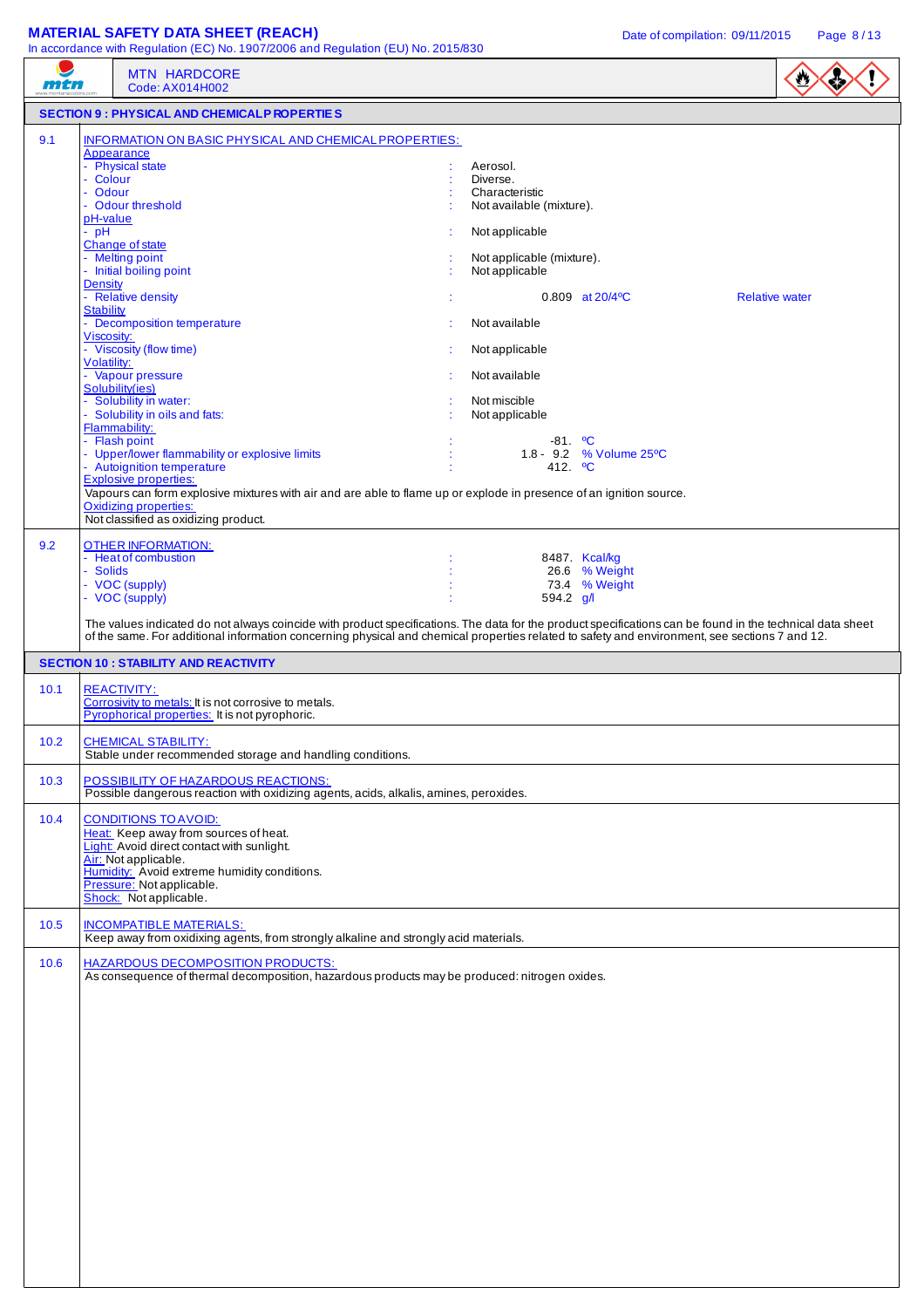## SECTION 9 : PHYSICAL AND CHEMICAL PROPERTIES

### 9.1 INFORMATION ON BASIC PHYSICAL AND CHEMICAL PROPERTIES:

**Appearance**

- Physical state : Aerosol.
- Colour : Diverse.
- Odour : Characteristic
- Odour threshold : Not available (mixture).

**pH-value**

- pH : Not applicable

**Change of state**

- Melting point : Not applicable (mixture).
- Initial boiling point : Not applicable

**Density**

- Relative density : 0.809 at 20/4ºC Relative water

**Stability**

- Decomposition temperature : Not available

**Viscosity:**

- Viscosity (flow time) : Not applicable

**Volatility:**

- Vapour pressure : Not available

**Solubility(ies)**

- Solubility in water: : Not miscible
- Solubility in oils and fats: : Not applicable

**Flammability:**

- Flash point : -81. ºC
- Upper/lower flammability or explosive limits : 1.8 - 9.2 % Volume 25ºC
- Autoignition temperature : 412. ºC

**Explosive properties:**

Vapours can form explosive mixtures with air and are able to flame up or explode in presence of an ignition source.

**Oxidizing properties:**

Not classified as oxidizing product.

### 9.2 OTHER INFORMATION:

- Heat of combustion : 8487. Kcal/kg
- Solids : 26.6 % Weight
- VOC (supply) : 73.4 % Weight
- VOC (supply) : 594.2 g/l

The values indicated do not always coincide with product specifications. The data for the product specifications can be found in the technical data sheet of the same. For additional information concerning physical and chemical properties related to safety and environment, see sections 7 and 12.

## SECTION 10 : STABILITY AND REACTIVITY

### 10.1 REACTIVITY:

Corrosivity to metals: It is not corrosive to metals.
Pyrophorical properties: It is not pyrophoric.

### 10.2 CHEMICAL STABILITY:

Stable under recommended storage and handling conditions.

### 10.3 POSSIBILITY OF HAZARDOUS REACTIONS:

Possible dangerous reaction with oxidizing agents, acids, alkalis, amines, peroxides.

### 10.4 CONDITIONS TO AVOID:

Heat: Keep away from sources of heat.
Light: Avoid direct contact with sunlight.
Air: Not applicable.
Humidity: Avoid extreme humidity conditions.
Pressure: Not applicable.
Shock: Not applicable.

### 10.5 INCOMPATIBLE MATERIALS:

Keep away from oxidizing agents, from strongly alkaline and strongly acid materials.

### 10.6 HAZARDOUS DECOMPOSITION PRODUCTS:

As consequence of thermal decomposition, hazardous products may be produced: nitrogen oxides.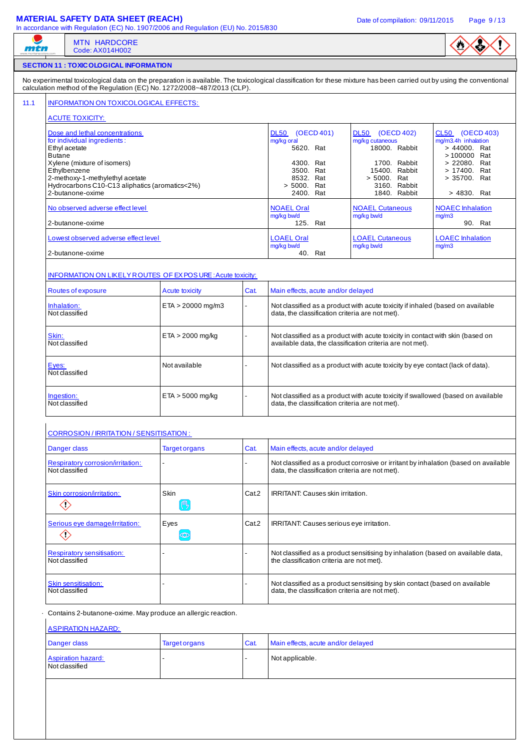# MATERIAL SAFETY DATA SHEET (REACH)

In accordance with Regulation (EC) No. 1907/2006 and Regulation (EU) No. 2015/830

Date of compilation: 09/11/2015

MTN HARDCORE
Code: AX014H002

## SECTION 11 : TOXICOLOGICAL INFORMATION

No experimental toxicological data on the preparation is available. The toxicological classification for these mixture has been carried out by using the conventional calculation method of the Regulation (EC) No. 1272/2008~487/2013 (CLP).

### 11.1 INFORMATION ON TOXICOLOGICAL EFFECTS:

**ACUTE TOXICITY:**

| Dose and lethal concentrations for individual ingredients: | DL50 (OECD 401) mg/kg oral | DL50 (OECD 402) mg/kg cutaneous | CL50 (OECD 403) mg/m3.4h inhalation |
|---|---|---|---|
| Ethyl acetate | 5620. Rat | 18000. Rabbit | > 44000. Rat |
| Butane | | | > 100000 Rat |
| Xylene (mixture of isomers) | 4300. Rat | 1700. Rabbit | > 22080. Rat |
| Ethylbenzene | 3500. Rat | 15400. Rabbit | > 17400. Rat |
| 2-methoxy-1-methylethyl acetate | 8532. Rat | > 5000. Rat | > 35700. Rat |
| Hydrocarbons C10-C13 aliphatics (aromatics<2%) | > 5000. Rat | 3160. Rabbit | |
| 2-butanone-oxime | 2400. Rat | 1840. Rabbit | > 4830. Rat |

| No observed adverse effect level | NOAEL Oral mg/kg bw/d | NOAEL Cutaneous mg/kg bw/d | NOAEC Inhalation mg/m3 |
|---|---|---|---|
| 2-butanone-oxime | 125. Rat | | 90. Rat |

| Lowest observed adverse effect level | LOAEL Oral mg/kg bw/d | LOAEL Cutaneous mg/kg bw/d | LOAEC Inhalation mg/m3 |
|---|---|---|---|
| 2-butanone-oxime | 40. Rat | | |

**INFORMATION ON LIKELY ROUTES OF EXPOSURE: Acute toxicity:**

| Routes of exposure | Acute toxicity | Cat. | Main effects, acute and/or delayed |
|---|---|---|---|
| Inhalation: Not classified | ETA > 20000 mg/m3 | - | Not classified as a product with acute toxicity if inhaled (based on available data, the classification criteria are not met). |
| Skin: Not classified | ETA > 2000 mg/kg | - | Not classified as a product with acute toxicity in contact with skin (based on available data, the classification criteria are not met). |
| Eyes: Not classified | Not available | - | Not classified as a product with acute toxicity by eye contact (lack of data). |
| Ingestion: Not classified | ETA > 5000 mg/kg | - | Not classified as a product with acute toxicity if swallowed (based on available data, the classification criteria are not met). |

**CORROSION / IRRITATION / SENSITISATION :**

| Danger class | Target organs | Cat. | Main effects, acute and/or delayed |
|---|---|---|---|
| Respiratory corrosion/irritation: Not classified | - | - | Not classified as a product corrosive or irritant by inhalation (based on available data, the classification criteria are not met). |
| Skin corrosion/irritation: | Skin | Cat.2 | IRRITANT: Causes skin irritation. |
| Serious eye damage/irritation: | Eyes | Cat.2 | IRRITANT: Causes serious eye irritation. |
| Respiratory sensitisation: Not classified | - | - | Not classified as a product sensitising by inhalation (based on available data, the classification criteria are not met). |
| Skin sensitisation: Not classified | - | - | Not classified as a product sensitising by skin contact (based on available data, the classification criteria are not met). |

· Contains 2-butanone-oxime. May produce an allergic reaction.

**ASPIRATION HAZARD:**

| Danger class | Target organs | Cat. | Main effects, acute and/or delayed |
|---|---|---|---|
| Aspiration hazard: Not classified | - | - | Not applicable. |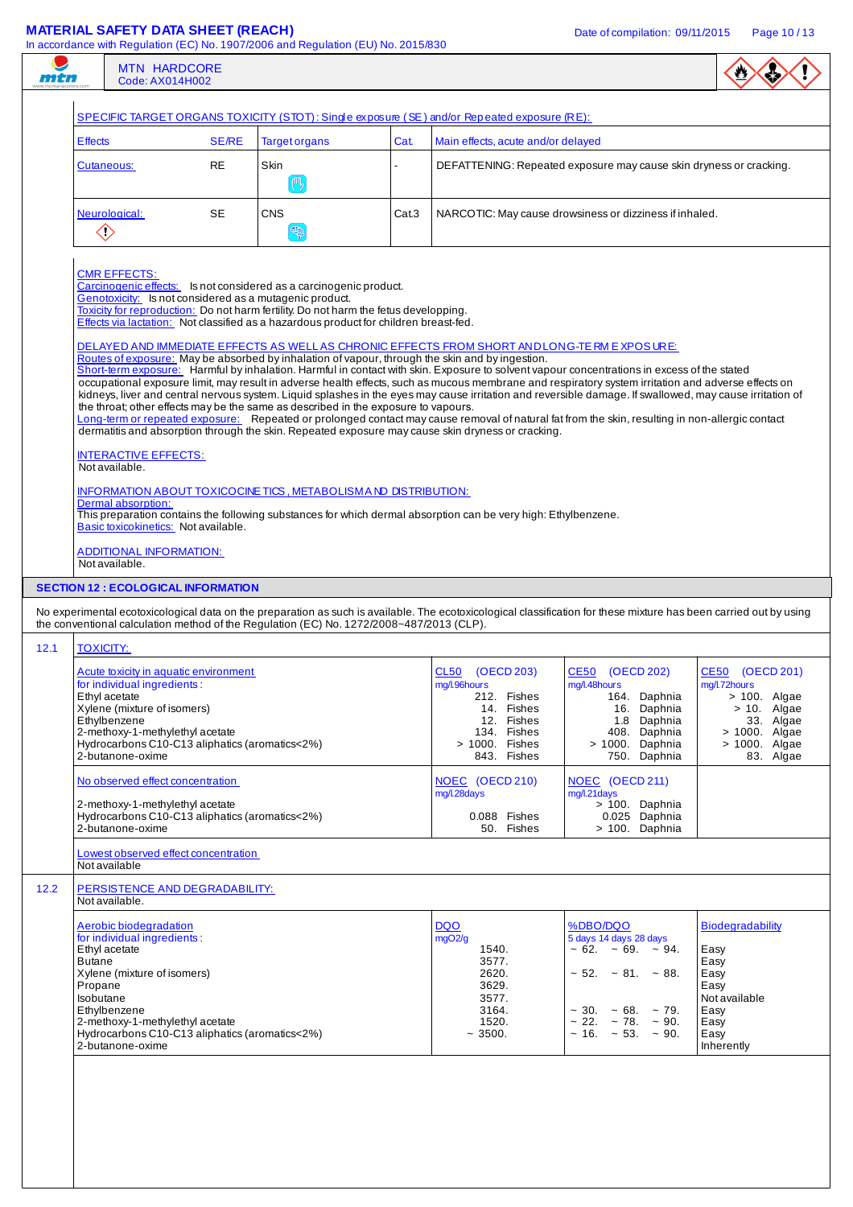SPECIFIC TARGET ORGANS TOXICITY (STOT): Single exposure (SE) and/or Repeated exposure (RE):

| Effects | SE/RE | Target organs | Cat. | Main effects, acute and/or delayed |
|---|---|---|---|---|
| Cutaneous: | RE | Skin | - | DEFATTENING: Repeated exposure may cause skin dryness or cracking. |
| Neurological: | SE | CNS | Cat.3 | NARCOTIC: May cause drowsiness or dizziness if inhaled. |

CMR EFFECTS:
Carcinogenic effects: Is not considered as a carcinogenic product.
Genotoxicity: Is not considered as a mutagenic product.
Toxicity for reproduction: Do not harm fertility. Do not harm the fetus developping.
Effects via lactation: Not classified as a hazardous product for children breast-fed.

DELAYED AND IMMEDIATE EFFECTS AS WELL AS CHRONIC EFFECTS FROM SHORT AND LONG-TERM EXPOSURE:
Routes of exposure: May be absorbed by inhalation of vapour, through the skin and by ingestion.
Short-term exposure: Harmful by inhalation. Harmful in contact with skin. Exposure to solvent vapour concentrations in excess of the stated occupational exposure limit, may result in adverse health effects, such as mucous membrane and respiratory system irritation and adverse effects on kidneys, liver and central nervous system. Liquid splashes in the eyes may cause irritation and reversible damage. If swallowed, may cause irritation of the throat; other effects may be the same as described in the exposure to vapours.
Long-term or repeated exposure: Repeated or prolonged contact may cause removal of natural fat from the skin, resulting in non-allergic contact dermatitis and absorption through the skin. Repeated exposure may cause skin dryness or cracking.

INTERACTIVE EFFECTS:
Not available.

INFORMATION ABOUT TOXICOCINETICS, METABOLISM AND DISTRIBUTION:
Dermal absorption:
This preparation contains the following substances for which dermal absorption can be very high: Ethylbenzene.
Basic toxicokinetics: Not available.

ADDITIONAL INFORMATION:
Not available.

## SECTION 12 : ECOLOGICAL INFORMATION

No experimental ecotoxicological data on the preparation as such is available. The ecotoxicological classification for these mixture has been carried out by using the conventional calculation method of the Regulation (EC) No. 1272/2008~487/2013 (CLP).

### 12.1 TOXICITY:

| Acute toxicity in aquatic environment for individual ingredients: | CL50 (OECD 203) mg/l.96hours | CE50 (OECD 202) mg/l.48hours | CE50 (OECD 201) mg/l.72hours |
|---|---|---|---|
| Ethyl acetate | 212. Fishes | 164. Daphnia | > 100. Algae |
| Xylene (mixture of isomers) | 14. Fishes | 16. Daphnia | > 10. Algae |
| Ethylbenzene | 12. Fishes | 1.8 Daphnia | 33. Algae |
| 2-methoxy-1-methylethyl acetate | 134. Fishes | 408. Daphnia | > 1000. Algae |
| Hydrocarbons C10-C13 aliphatics (aromatics<2%) | > 1000. Fishes | > 1000. Daphnia | > 1000. Algae |
| 2-butanone-oxime | 843. Fishes | 750. Daphnia | 83. Algae |

| No observed effect concentration | NOEC (OECD 210) mg/l.28days | NOEC (OECD 211) mg/l.21days |
|---|---|---|
| 2-methoxy-1-methylethyl acetate | | > 100. Daphnia |
| Hydrocarbons C10-C13 aliphatics (aromatics<2%) | 0.088 Fishes | 0.025 Daphnia |
| 2-butanone-oxime | 50. Fishes | > 100. Daphnia |

Lowest observed effect concentration
Not available

### 12.2 PERSISTENCE AND DEGRADABILITY:
Not available.

| Aerobic biodegradation for individual ingredients: | DQO mgO2/g | %DBO/DQO 5 days 14 days 28 days | Biodegradability |
|---|---|---|---|
| Ethyl acetate | 1540. | ~ 62. ~ 69. ~ 94. | Easy |
| Butane | 3577. | | Easy |
| Xylene (mixture of isomers) | 2620. | ~ 52. ~ 81. ~ 88. | Easy |
| Propane | 3629. | | Easy |
| Isobutane | 3577. | | Not available |
| Ethylbenzene | 3164. | ~ 30. ~ 68. ~ 79. | Easy |
| 2-methoxy-1-methylethyl acetate | 1520. | ~ 22. ~ 78. ~ 90. | Easy |
| Hydrocarbons C10-C13 aliphatics (aromatics<2%) | ~ 3500. | ~ 16. ~ 53. ~ 90. | Easy |
| 2-butanone-oxime | | | Inherently |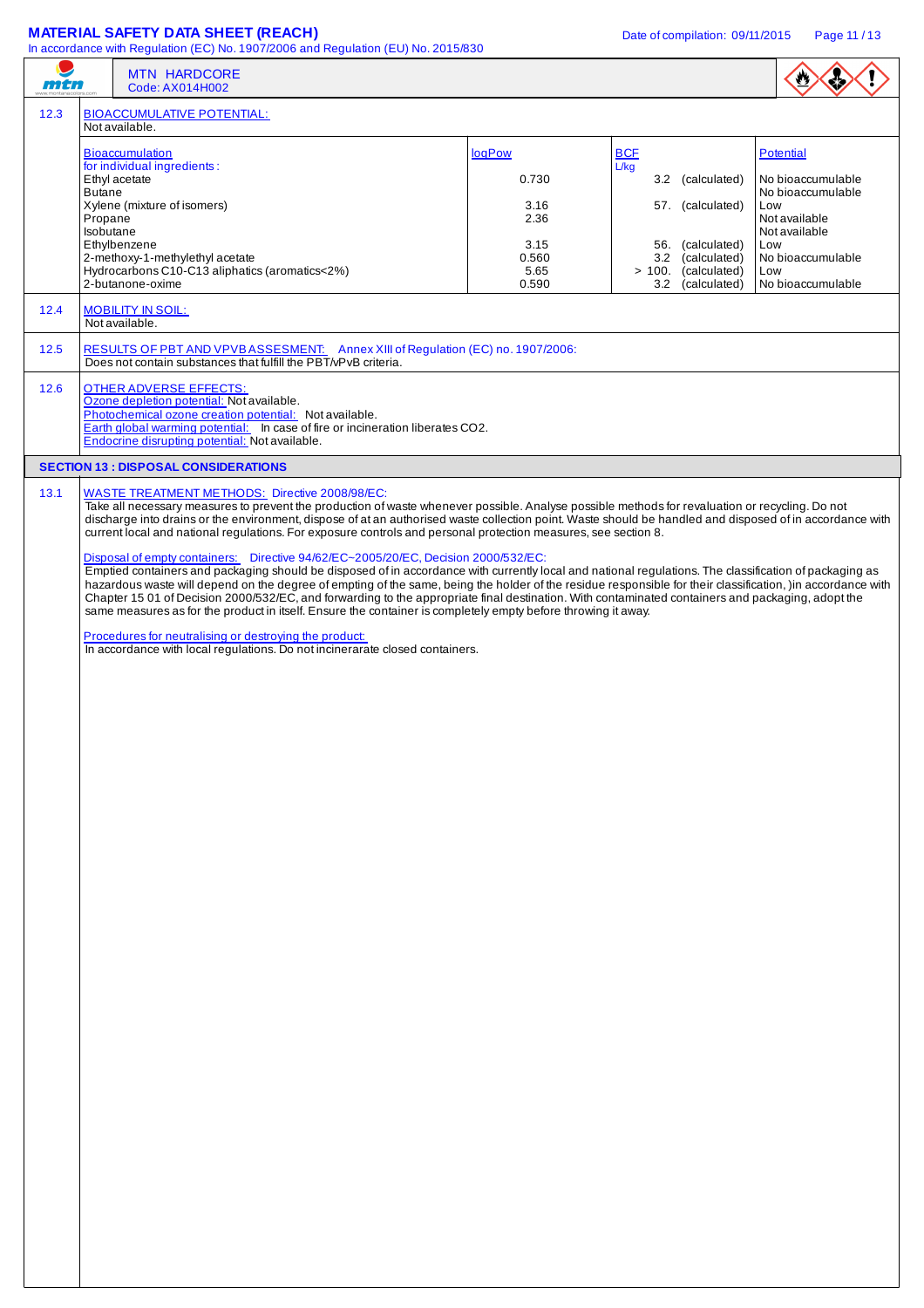**MTN HARDCORE**
Code: AX014H002

**12.3 BIOACCUMULATIVE POTENTIAL:**
Not available.

| Bioaccumulation for individual ingredients : | logPow | BCF L/kg | Potential |
|---|---|---|---|
| Ethyl acetate | 0.730 | 3.2 (calculated) | No bioaccumulable |
| Butane | | | No bioaccumulable |
| Xylene (mixture of isomers) | 3.16 | 57. (calculated) | Low |
| Propane | 2.36 | | Not available |
| Isobutane | | | Not available |
| Ethylbenzene | 3.15 | 56. (calculated) | Low |
| 2-methoxy-1-methylethyl acetate | 0.560 | 3.2 (calculated) | No bioaccumulable |
| Hydrocarbons C10-C13 aliphatics (aromatics<2%) | 5.65 | > 100. (calculated) | Low |
| 2-butanone-oxime | 0.590 | 3.2 (calculated) | No bioaccumulable |

**12.4 MOBILITY IN SOIL:**
Not available.

**12.5 RESULTS OF PBT AND VPVB ASSESMENT:** Annex XIII of Regulation (EC) no. 1907/2006:
Does not contain substances that fulfill the PBT/vPvB criteria.

**12.6 OTHER ADVERSE EFFECTS:**
Ozone depletion potential: Not available.
Photochemical ozone creation potential: Not available.
Earth global warming potential: In case of fire or incineration liberates $CO_2$.
Endocrine disrupting potential: Not available.

## SECTION 13 : DISPOSAL CONSIDERATIONS

**13.1 WASTE TREATMENT METHODS:** Directive 2008/98/EC:
Take all necessary measures to prevent the production of waste whenever possible. Analyse possible methods for revaluation or recycling. Do not discharge into drains or the environment, dispose of at an authorised waste collection point. Waste should be handled and disposed of in accordance with current local and national regulations. For exposure controls and personal protection measures, see section 8.

Disposal of empty containers: Directive 94/62/EC~2005/20/EC, Decision 2000/532/EC:
Emptied containers and packaging should be disposed of in accordance with currently local and national regulations. The classification of packaging as hazardous waste will depend on the degree of empting of the same, being the holder of the residue responsible for their classification, )in accordance with Chapter 15 01 of Decision 2000/532/EC, and forwarding to the appropriate final destination. With contaminated containers and packaging, adopt the same measures as for the product in itself. Ensure the container is completely empty before throwing it away.

Procedures for neutralising or destroying the product:
In accordance with local regulations. Do not incinerarate closed containers.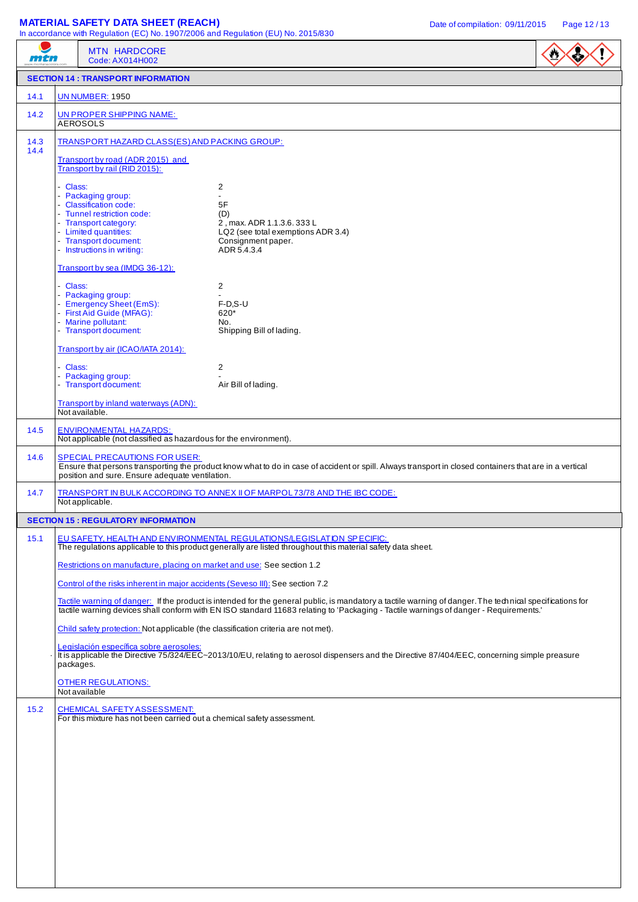**MTN HARDCORE**
Code: AX014H002

## SECTION 14 : TRANSPORT INFORMATION

**14.1** UN NUMBER: 1950

**14.2** UN PROPER SHIPPING NAME:
AEROSOLS

**14.3 / 14.4** TRANSPORT HAZARD CLASS(ES) AND PACKING GROUP:

Transport by road (ADR 2015) and Transport by rail (RID 2015):

- Class: 2
- Packaging group: -
- Classification code: 5F
- Tunnel restriction code: (D)
- Transport category: 2 , max. ADR 1.1.3.6. 333 L
- Limited quantities: LQ2 (see total exemptions ADR 3.4)
- Transport document: Consignment paper.
- Instructions in writing: ADR 5.4.3.4

Transport by sea (IMDG 36-12):

- Class: 2
- Packaging group: -
- Emergency Sheet (EmS): F-D,S-U
- First Aid Guide (MFAG): 620*
- Marine pollutant: No.
- Transport document: Shipping Bill of lading.

Transport by air (ICAO/IATA 2014):

- Class: 2
- Packaging group: -
- Transport document: Air Bill of lading.

Transport by inland waterways (ADN):
Not available.

**14.5** ENVIRONMENTAL HAZARDS:
Not applicable (not classified as hazardous for the environment).

**14.6** SPECIAL PRECAUTIONS FOR USER:
Ensure that persons transporting the product know what to do in case of accident or spill. Always transport in closed containers that are in a vertical position and sure. Ensure adequate ventilation.

**14.7** TRANSPORT IN BULK ACCORDING TO ANNEX II OF MARPOL 73/78 AND THE IBC CODE:
Not applicable.

## SECTION 15 : REGULATORY INFORMATION

**15.1** EU SAFETY, HEALTH AND ENVIRONMENTAL REGULATIONS/LEGISLATION SPECIFIC:
The regulations applicable to this product generally are listed throughout this material safety data sheet.

Restrictions on manufacture, placing on market and use: See section 1.2

Control of the risks inherent in major accidents (Seveso III): See section 7.2

Tactile warning of danger: If the product is intended for the general public, is mandatory a tactile warning of danger. The technical specifications for tactile warning devices shall conform with EN ISO standard 11683 relating to 'Packaging - Tactile warnings of danger - Requirements.'

Child safety protection: Not applicable (the classification criteria are not met).

Legislación específica aerosoles:
It is applicable the Directive 75/324/EEC~2013/10/EU, relating to aerosol dispensers and the Directive 87/404/EEC, concerning simple preasure packages.

OTHER REGULATIONS:
Not available

**15.2** CHEMICAL SAFETY ASSESSMENT:
For this mixture has not been carried out a chemical safety assessment.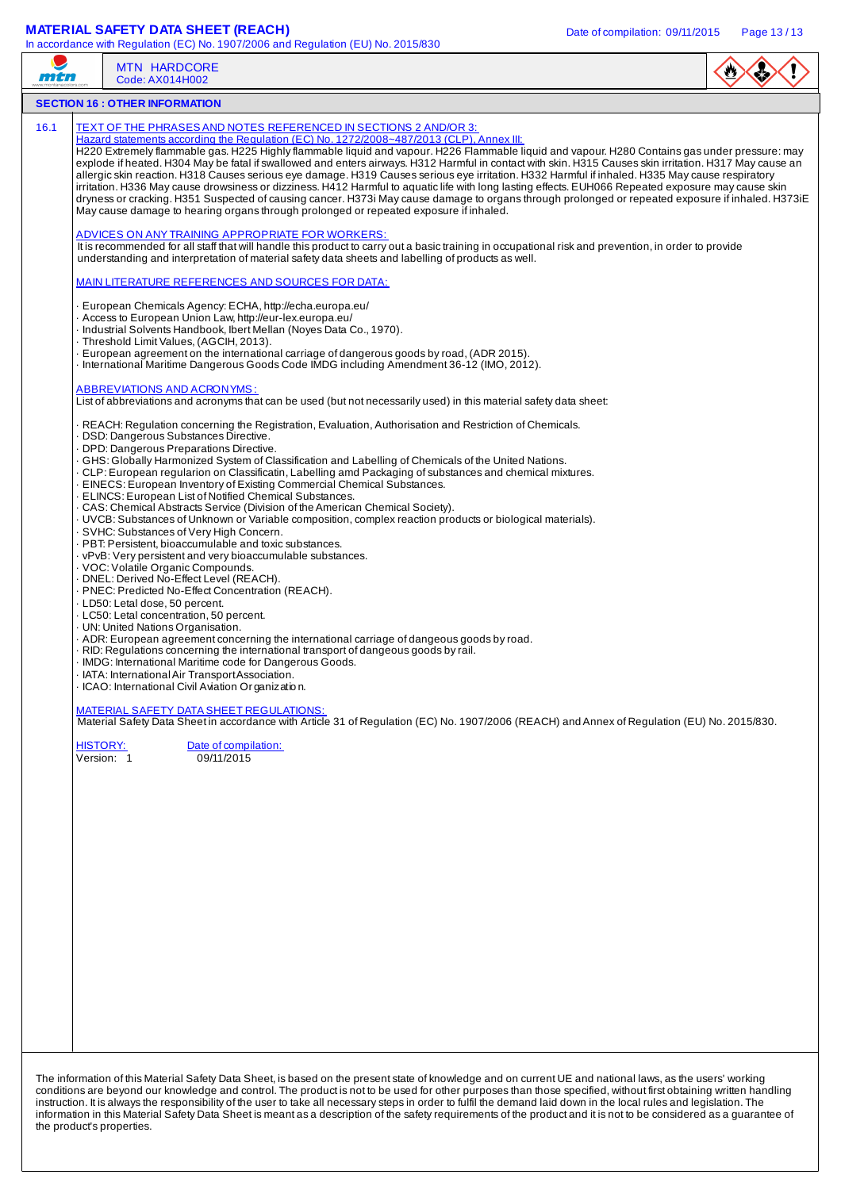MTN HARDCORE
Code: AX014H002

## SECTION 16 : OTHER INFORMATION

16.1

TEXT OF THE PHRASES AND NOTES REFERENCED IN SECTIONS 2 AND/OR 3:

Hazard statements according the Regulation (EC) No. 1272/2008~487/2013 (CLP), Annex III:

H220 Extremely flammable gas. H225 Highly flammable liquid and vapour. H226 Flammable liquid and vapour. H280 Contains gas under pressure: may explode if heated. H304 May be fatal if swallowed and enters airways. H312 Harmful in contact with skin. H315 Causes skin irritation. H317 May cause an allergic skin reaction. H318 Causes serious eye damage. H319 Causes serious eye irritation. H332 Harmful if inhaled. H335 May cause respiratory irritation. H336 May cause drowsiness or dizziness. H412 Harmful to aquatic life with long lasting effects. EUH066 Repeated exposure may cause skin dryness or cracking. H351 Suspected of causing cancer. H373i May cause damage to organs through prolonged or repeated exposure if inhaled. H373iE May cause damage to hearing organs through prolonged or repeated exposure if inhaled.

ADVICES ON ANY TRAINING APPROPRIATE FOR WORKERS:

It is recommended for all staff that will handle this product to carry out a basic training in occupational risk and prevention, in order to provide understanding and interpretation of material safety data sheets and labelling of products as well.

MAIN LITERATURE REFERENCES AND SOURCES FOR DATA:

- European Chemicals Agency: ECHA, http://echa.europa.eu/
- Access to European Union Law, http://eur-lex.europa.eu/
- Industrial Solvents Handbook, Ibert Mellan (Noyes Data Co., 1970).
- Threshold Limit Values, (AGCIH, 2013).
- European agreement on the international carriage of dangerous goods by road, (ADR 2015).
- International Maritime Dangerous Goods Code IMDG including Amendment 36-12 (IMO, 2012).

ABBREVIATIONS AND ACRONYMS:

List of abbreviations and acronyms that can be used (but not necessarily used) in this material safety data sheet:

- REACH: Regulation concerning the Registration, Evaluation, Authorisation and Restriction of Chemicals.
- DSD: Dangerous Substances Directive.
- DPD: Dangerous Preparations Directive.
- GHS: Globally Harmonized System of Classification and Labelling of Chemicals of the United Nations.
- CLP: European regularion on Classificatin, Labelling amd Packaging of substances and chemical mixtures.
- EINECS: European Inventory of Existing Commercial Chemical Substances.
- ELINCS: European List of Notified Chemical Substances.
- CAS: Chemical Abstracts Service (Division of the American Chemical Society).
- UVCB: Substances of Unknown or Variable composition, complex reaction products or biological materials).
- SVHC: Substances of Very High Concern.
- PBT: Persistent, bioaccumulable and toxic substances.
- vPvB: Very persistent and very bioaccumulable substances.
- VOC: Volatile Organic Compounds.
- DNEL: Derived No-Effect Level (REACH).
- PNEC: Predicted No-Effect Concentration (REACH).
- LD50: Letal dose, 50 percent.
- LC50: Letal concentration, 50 percent.
- UN: United Nations Organisation.
- ADR: European agreement concerning the international carriage of dangeous goods by road.
- RID: Regulations concerning the international transport of dangeous goods by rail.
- IMDG: International Maritime code for Dangerous Goods.
- IATA: International Air Transport Association.
- ICAO: International Civil Aviation Organization.

MATERIAL SAFETY DATA SHEET REGULATIONS:

Material Safety Data Sheet in accordance with Article 31 of Regulation (EC) No. 1907/2006 (REACH) and Annex of Regulation (EU) No. 2015/830.

| HISTORY: | Date of compilation: |
|---|---|
| Version: 1 | 09/11/2015 |

The information of this Material Safety Data Sheet, is based on the present state of knowledge and on current UE and national laws, as the users' working conditions are beyond our knowledge and control. The product is not to be used for other purposes than those specified, without first obtaining written handling instruction. It is always the responsibility of the user to take all necessary steps in order to fulfil the demand laid down in the local rules and legislation. The information in this Material Safety Data Sheet is meant as a description of the safety requirements of the product and it is not to be considered as a guarantee of the product's properties.